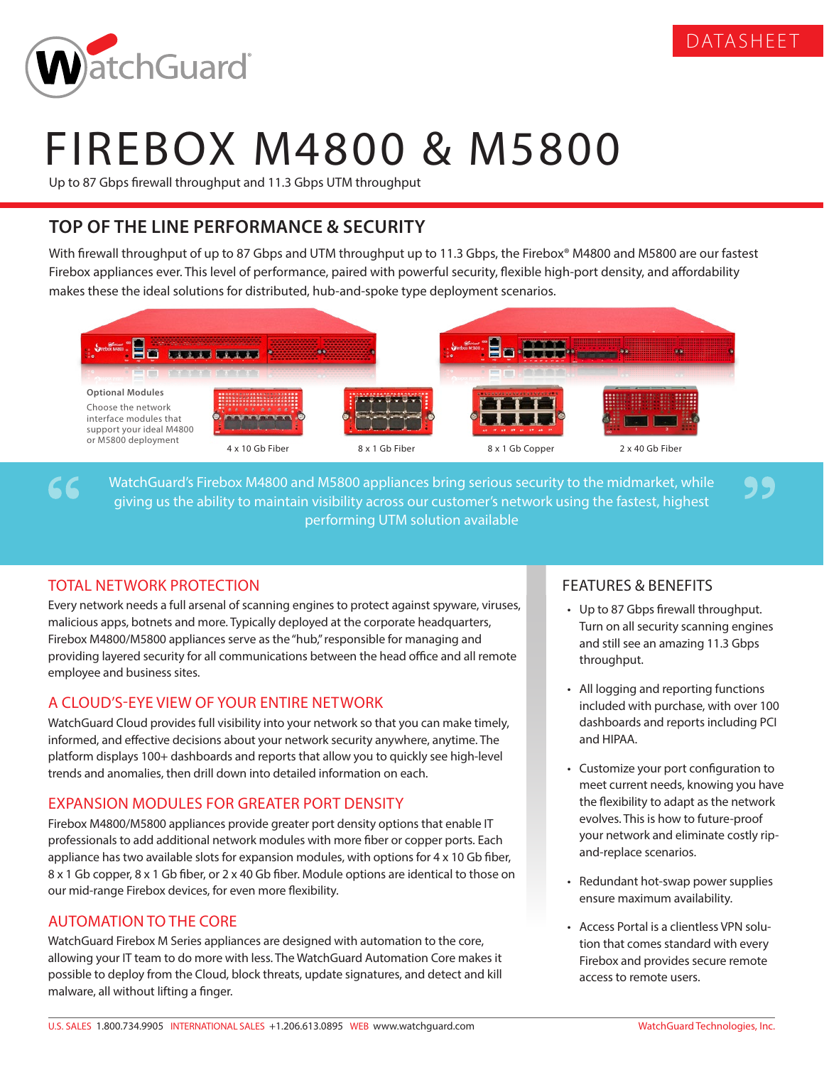DATASHEET

# FIREBOX M4800 & M5800

Up to 87 Gbps firewall throughput and 11.3 Gbps UTM throughput

## TOP OF THE LINE PERFORMANCE & SECURITY

With firewall throughput of up to 87 Gbps and UTM throughput up to 11.3 Gbps, the Firebox® M4800 and M5800 are our fastest Firebox appliances ever. This level of performance, paired with powerful security, flexible high-port density, and affordability makes these the ideal solutions for distributed, hub-and-spoke type deployment scenarios.

**Optional Modules**

Choose the network interface modules that support your ideal M4800 or M5800 deployment

4 x 10 Gb Fiber | 8 x 1 Gb Fiber | 8 x 1 Gb Copper | 2 x 40 Gb Fiber

> WatchGuard's Firebox M4800 and M5800 appliances bring serious security to the midmarket, while giving us the ability to maintain visibility across our customer's network using the fastest, highest performing UTM solution available

## TOTAL NETWORK PROTECTION

Every network needs a full arsenal of scanning engines to protect against spyware, viruses, malicious apps, botnets and more. Typically deployed at the corporate headquarters, Firebox M4800/M5800 appliances serve as the "hub," responsible for managing and providing layered security for all communications between the head office and all remote employee and business sites.

## A CLOUD'S-EYE VIEW OF YOUR ENTIRE NETWORK

WatchGuard Cloud provides full visibility into your network so that you can make timely, informed, and effective decisions about your network security anywhere, anytime. The platform displays 100+ dashboards and reports that allow you to quickly see high-level trends and anomalies, then drill down into detailed information on each.

## EXPANSION MODULES FOR GREATER PORT DENSITY

Firebox M4800/M5800 appliances provide greater port density options that enable IT professionals to add additional network modules with more fiber or copper ports. Each appliance has two available slots for expansion modules, with options for 4 x 10 Gb fiber, 8 x 1 Gb copper, 8 x 1 Gb fiber, or 2 x 40 Gb fiber. Module options are identical to those on our mid-range Firebox devices, for even more flexibility.

## AUTOMATION TO THE CORE

WatchGuard Firebox M Series appliances are designed with automation to the core, allowing your IT team to do more with less. The WatchGuard Automation Core makes it possible to deploy from the Cloud, block threats, update signatures, and detect and kill malware, all without lifting a finger.

## FEATURES & BENEFITS

- Up to 87 Gbps firewall throughput. Turn on all security scanning engines and still see an amazing 11.3 Gbps throughput.
- All logging and reporting functions included with purchase, with over 100 dashboards and reports including PCI and HIPAA.
- Customize your port configuration to meet current needs, knowing you have the flexibility to adapt as the network evolves. This is how to future-proof your network and eliminate costly rip-and-replace scenarios.
- Redundant hot-swap power supplies ensure maximum availability.
- Access Portal is a clientless VPN solution that comes standard with every Firebox and provides secure remote access to remote users.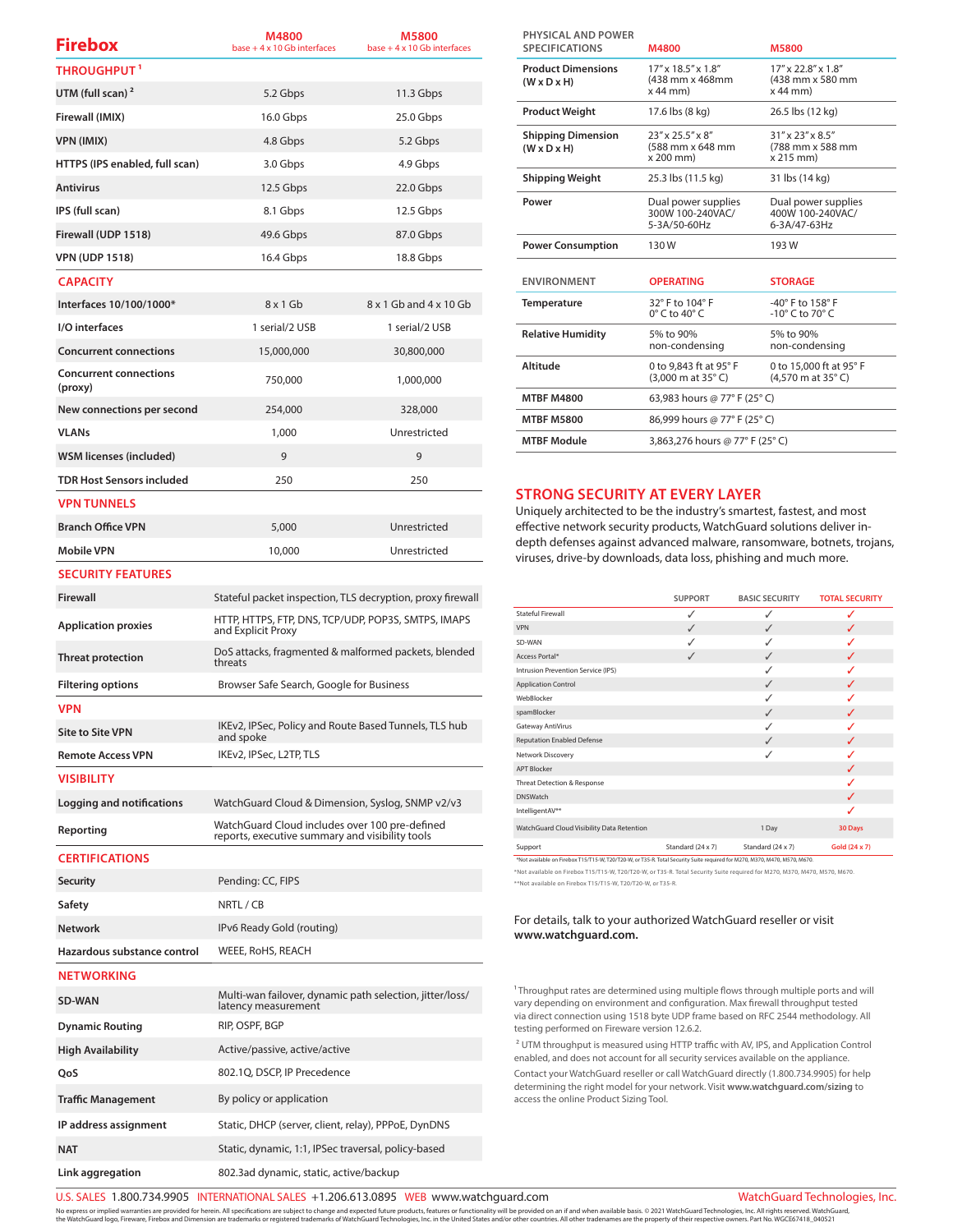# Firebox

| | M4800 base + 4 x 10 Gb interfaces | M5800 base + 4 x 10 Gb interfaces |
|---|---|---|
| **THROUGHPUT [1]** | | |
| UTM (full scan) [2] | 5.2 Gbps | 11.3 Gbps |
| Firewall (IMIX) | 16.0 Gbps | 25.0 Gbps |
| VPN (IMIX) | 4.8 Gbps | 5.2 Gbps |
| HTTPS (IPS enabled, full scan) | 3.0 Gbps | 4.9 Gbps |
| Antivirus | 12.5 Gbps | 22.0 Gbps |
| IPS (full scan) | 8.1 Gbps | 12.5 Gbps |
| Firewall (UDP 1518) | 49.6 Gbps | 87.0 Gbps |
| VPN (UDP 1518) | 16.4 Gbps | 18.8 Gbps |
| **CAPACITY** | | |
| Interfaces 10/100/1000* | 8 x 1 Gb | 8 x 1 Gb and 4 x 10 Gb |
| I/O interfaces | 1 serial/2 USB | 1 serial/2 USB |
| Concurrent connections | 15,000,000 | 30,800,000 |
| Concurrent connections (proxy) | 750,000 | 1,000,000 |
| New connections per second | 254,000 | 328,000 |
| VLANs | 1,000 | Unrestricted |
| WSM licenses (included) | 9 | 9 |
| TDR Host Sensors included | 250 | 250 |
| **VPN TUNNELS** | | |
| Branch Office VPN | 5,000 | Unrestricted |
| Mobile VPN | 10,000 | Unrestricted |

| SECURITY FEATURES | |
|---|---|
| Firewall | Stateful packet inspection, TLS decryption, proxy firewall |
| Application proxies | HTTP, HTTPS, FTP, DNS, TCP/UDP, POP3S, SMTPS, IMAPS and Explicit Proxy |
| Threat protection | DoS attacks, fragmented & malformed packets, blended threats |
| Filtering options | Browser Safe Search, Google for Business |
| **VPN** | |
| Site to Site VPN | IKEv2, IPSec, Policy and Route Based Tunnels, TLS hub and spoke |
| Remote Access VPN | IKEv2, IPSec, L2TP, TLS |
| **VISIBILITY** | |
| Logging and notifications | WatchGuard Cloud & Dimension, Syslog, SNMP v2/v3 |
| Reporting | WatchGuard Cloud includes over 100 pre-defined reports, executive summary and visibility tools |
| **CERTIFICATIONS** | |
| Security | Pending: CC, FIPS |
| Safety | NRTL / CB |
| Network | IPv6 Ready Gold (routing) |
| Hazardous substance control | WEEE, RoHS, REACH |
| **NETWORKING** | |
| SD-WAN | Multi-wan failover, dynamic path selection, jitter/loss/latency measurement |
| Dynamic Routing | RIP, OSPF, BGP |
| High Availability | Active/passive, active/active |
| QoS | 802.1Q, DSCP, IP Precedence |
| Traffic Management | By policy or application |
| IP address assignment | Static, DHCP (server, client, relay), PPPoE, DynDNS |
| NAT | Static, dynamic, 1:1, IPSec traversal, policy-based |
| Link aggregation | 802.3ad dynamic, static, active/backup |

| PHYSICAL AND POWER SPECIFICATIONS | M4800 | M5800 |
|---|---|---|
| Product Dimensions (W x D x H) | 17" x 18.5" x 1.8" (438 mm x 468mm x 44 mm) | 17" x 22.8" x 1.8" (438 mm x 580 mm x 44 mm) |
| Product Weight | 17.6 lbs (8 kg) | 26.5 lbs (12 kg) |
| Shipping Dimension (W x D x H) | 23" x 25.5" x 8" (588 mm x 648 mm x 200 mm) | 31" x 23" x 8.5" (788 mm x 588 mm x 215 mm) |
| Shipping Weight | 25.3 lbs (11.5 kg) | 31 lbs (14 kg) |
| Power | Dual power supplies 300W 100-240VAC/ 5-3A/50-60Hz | Dual power supplies 400W 100-240VAC/ 6-3A/47-63Hz |
| Power Consumption | 130 W | 193 W |

| ENVIRONMENT | OPERATING | STORAGE |
|---|---|---|
| Temperature | 32° F to 104° F 0° C to 40° C | -40° F to 158° F -10° C to 70° C |
| Relative Humidity | 5% to 90% non-condensing | 5% to 90% non-condensing |
| Altitude | 0 to 9,843 ft at 95° F (3,000 m at 35° C) | 0 to 15,000 ft at 95° F (4,570 m at 35° C) |
| MTBF M4800 | 63,983 hours @ 77° F (25° C) | |
| MTBF M5800 | 86,999 hours @ 77° F (25° C) | |
| MTBF Module | 3,863,276 hours @ 77° F (25° C) | |

## STRONG SECURITY AT EVERY LAYER

Uniquely architected to be the industry's smartest, fastest, and most effective network security products, WatchGuard solutions deliver in-depth defenses against advanced malware, ransomware, botnets, trojans, viruses, drive-by downloads, data loss, phishing and much more.

| | SUPPORT | BASIC SECURITY | TOTAL SECURITY |
|---|---|---|---|
| Stateful Firewall | ✓ | ✓ | ✓ |
| VPN | ✓ | ✓ | ✓ |
| SD-WAN | ✓ | ✓ | ✓ |
| Access Portal* | ✓ | ✓ | ✓ |
| Intrusion Prevention Service (IPS) | | ✓ | ✓ |
| Application Control | | ✓ | ✓ |
| WebBlocker | | ✓ | ✓ |
| spamBlocker | | ✓ | ✓ |
| Gateway AntiVirus | | ✓ | ✓ |
| Reputation Enabled Defense | | ✓ | ✓ |
| Network Discovery | | ✓ | ✓ |
| APT Blocker | | | ✓ |
| Threat Detection & Response | | | ✓ |
| DNSWatch | | | ✓ |
| IntelligentAV** | | | ✓ |
| WatchGuard Cloud Visibility Data Retention | | 1 Day | 30 Days |
| Support | Standard (24 x 7) | Standard (24 x 7) | Gold (24 x 7) |

*Not available on Firebox T15/T15-W, T20/T20-W, or T35-R. Total Security Suite required for M270, M370, M470, M570, M670.

**Not available on Firebox T15/T15-W, T20/T20-W, or T35-R.

For details, talk to your authorized WatchGuard reseller or visit **www.watchguard.com.**

[1] Throughput rates are determined using multiple flows through multiple ports and will vary depending on environment and configuration. Max firewall throughput tested via direct connection using 1518 byte UDP frame based on RFC 2544 methodology. All testing performed on Fireware version 12.6.2.

[2] UTM throughput is measured using HTTP traffic with AV, IPS, and Application Control enabled, and does not account for all security services available on the appliance.

Contact your WatchGuard reseller or call WatchGuard directly (1.800.734.9905) for help determining the right model for your network. Visit **www.watchguard.com/sizing** to access the online Product Sizing Tool.

U.S. SALES 1.800.734.9905 INTERNATIONAL SALES +1.206.613.0895 WEB www.watchguard.com WatchGuard Technologies, Inc.

No express or implied warranties are provided for herein. All specifications are subject to change and expected future products, features or functionality will be provided on an if and when available basis. © 2021 WatchGuard Technologies, Inc. All rights reserved. WatchGuard, the WatchGuard logo, Fireware, Firebox and Dimension are trademarks or registered trademarks of WatchGuard Technologies, Inc. in the United States and/or other countries. All other tradenames are the property of their respective owners. Part No. WGCE67418_040521